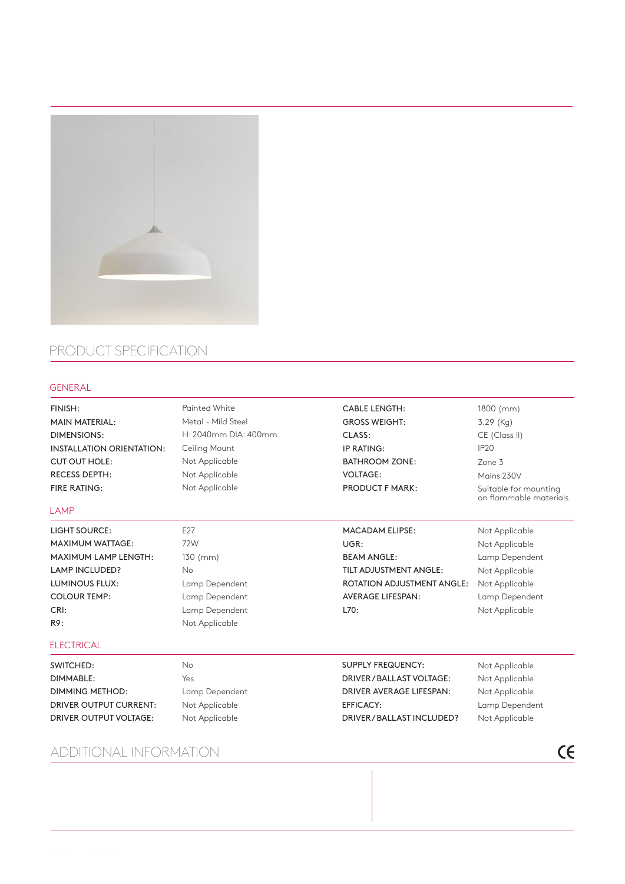# PRODUCT SPECIFICATION

## GENERAL

| | | | |
|---|---|---|---|
| FINISH: | Painted White | CABLE LENGTH: | 1800 (mm) |
| MAIN MATERIAL: | Metal - Mild Steel | GROSS WEIGHT: | 3.29 (Kg) |
| DIMENSIONS: | H: 2040mm DIA: 400mm | CLASS: | CE (Class II) |
| INSTALLATION ORIENTATION: | Ceiling Mount | IP RATING: | IP20 |
| CUT OUT HOLE: | Not Applicable | BATHROOM ZONE: | Zone 3 |
| RECESS DEPTH: | Not Applicable | VOLTAGE: | Mains 230V |
| FIRE RATING: | Not Applicable | PRODUCT F MARK: | Suitable for mounting on flammable materials |

## LAMP

| | | | |
|---|---|---|---|
| LIGHT SOURCE: | E27 | MACADAM ELIPSE: | Not Applicable |
| MAXIMUM WATTAGE: | 72W | UGR: | Not Applicable |
| MAXIMUM LAMP LENGTH: | 130 (mm) | BEAM ANGLE: | Lamp Dependent |
| LAMP INCLUDED? | No | TILT ADJUSTMENT ANGLE: | Not Applicable |
| LUMINOUS FLUX: | Lamp Dependent | ROTATION ADJUSTMENT ANGLE: | Not Applicable |
| COLOUR TEMP: | Lamp Dependent | AVERAGE LIFESPAN: | Lamp Dependent |
| CRI: | Lamp Dependent | L70: | Not Applicable |
| R9: | Not Applicable | | |

## ELECTRICAL

| | | | |
|---|---|---|---|
| SWITCHED: | No | SUPPLY FREQUENCY: | Not Applicable |
| DIMMABLE: | Yes | DRIVER / BALLAST VOLTAGE: | Not Applicable |
| DIMMING METHOD: | Lamp Dependent | DRIVER AVERAGE LIFESPAN: | Not Applicable |
| DRIVER OUTPUT CURRENT: | Not Applicable | EFFICACY: | Lamp Dependent |
| DRIVER OUTPUT VOLTAGE: | Not Applicable | DRIVER / BALLAST INCLUDED? | Not Applicable |

# ADDITIONAL INFORMATION

CE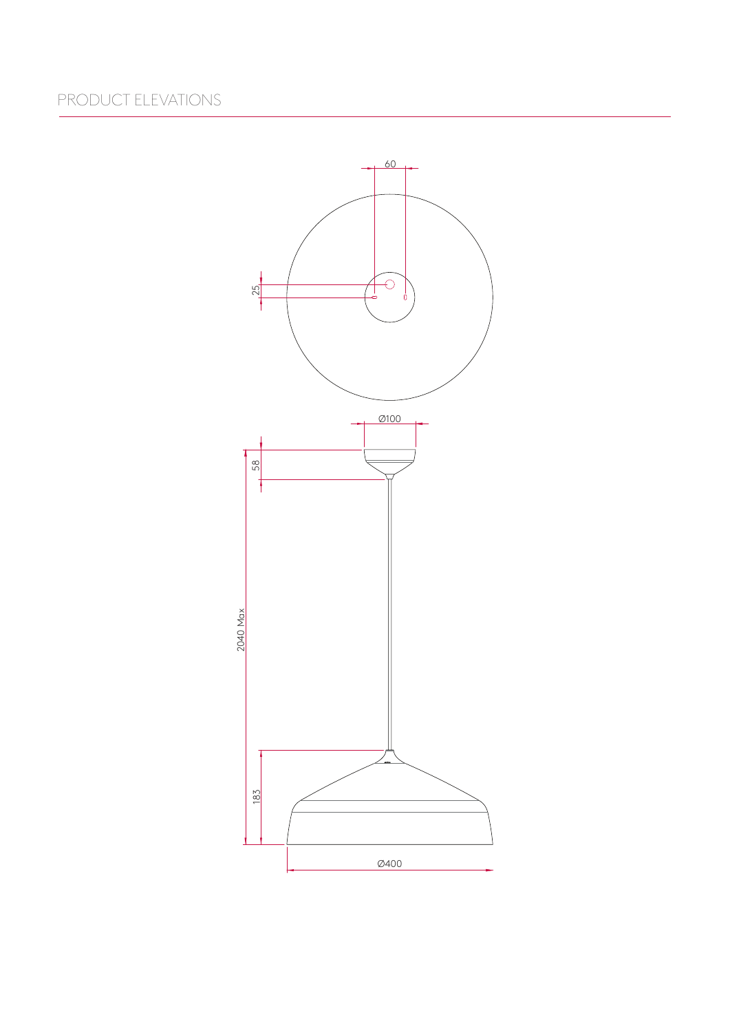# PRODUCT ELEVATIONS

60

25

Ø100

58

2040 Max

183

Ø400